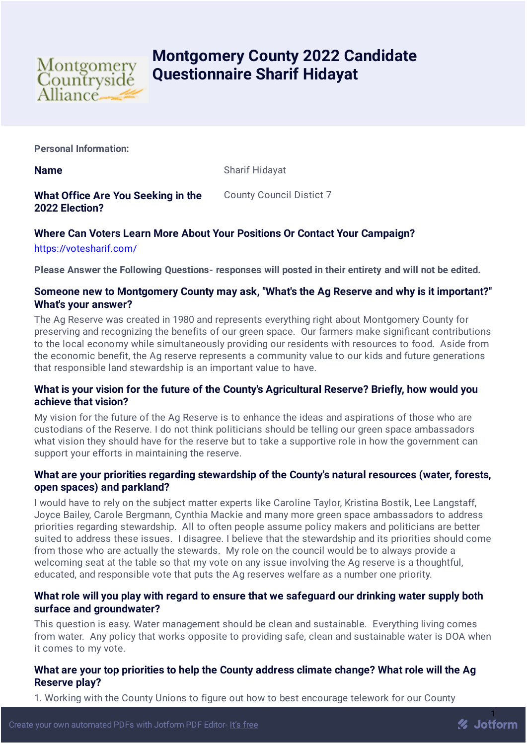# Montgomery County 2022 Candidate Questionnaire Sharif Hidayat

**Personal Information:**

**Name** Sharif Hidayat

**What Office Are You Seeking in the 2022 Election?** County Council Distict 7

**Where Can Voters Learn More About Your Positions Or Contact Your Campaign?**

https://votesharif.com/

**Please Answer the Following Questions- responses will posted in their entirety and will not be edited.**

**Someone new to Montgomery County may ask, "What's the Ag Reserve and why is it important?" What's your answer?**

The Ag Reserve was created in 1980 and represents everything right about Montgomery County for preserving and recognizing the benefits of our green space. Our farmers make significant contributions to the local economy while simultaneously providing our residents with resources to food. Aside from the economic benefit, the Ag reserve represents a community value to our kids and future generations that responsible land stewardship is an important value to have.

**What is your vision for the future of the County's Agricultural Reserve? Briefly, how would you achieve that vision?**

My vision for the future of the Ag Reserve is to enhance the ideas and aspirations of those who are custodians of the Reserve. I do not think politicians should be telling our green space ambassadors what vision they should have for the reserve but to take a supportive role in how the government can support your efforts in maintaining the reserve.

**What are your priorities regarding stewardship of the County's natural resources (water, forests, open spaces) and parkland?**

I would have to rely on the subject matter experts like Caroline Taylor, Kristina Bostik, Lee Langstaff, Joyce Bailey, Carole Bergmann, Cynthia Mackie and many more green space ambassadors to address priorities regarding stewardship. All to often people assume policy makers and politicians are better suited to address these issues. I disagree. I believe that the stewardship and its priorities should come from those who are actually the stewards. My role on the council would be to always provide a welcoming seat at the table so that my vote on any issue involving the Ag reserve is a thoughtful, educated, and responsible vote that puts the Ag reserves welfare as a number one priority.

**What role will you play with regard to ensure that we safeguard our drinking water supply both surface and groundwater?**

This question is easy. Water management should be clean and sustainable. Everything living comes from water. Any policy that works opposite to providing safe, clean and sustainable water is DOA when it comes to my vote.

**What are your top priorities to help the County address climate change? What role will the Ag Reserve play?**

1. Working with the County Unions to figure out how to best encourage telework for our County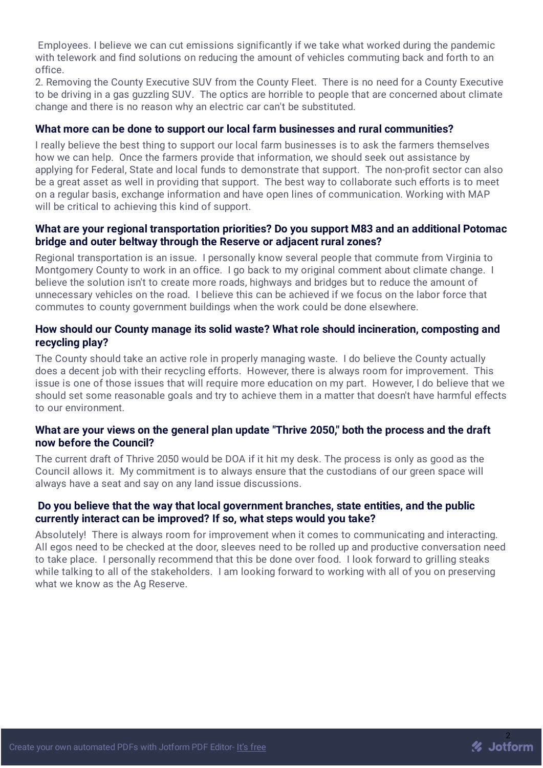Employees. I believe we can cut emissions significantly if we take what worked during the pandemic with telework and find solutions on reducing the amount of vehicles commuting back and forth to an office.

2. Removing the County Executive SUV from the County Fleet. There is no need for a County Executive to be driving in a gas guzzling SUV. The optics are horrible to people that are concerned about climate change and there is no reason why an electric car can't be substituted.

### What more can be done to support our local farm businesses and rural communities?

I really believe the best thing to support our local farm businesses is to ask the farmers themselves how we can help. Once the farmers provide that information, we should seek out assistance by applying for Federal, State and local funds to demonstrate that support. The non-profit sector can also be a great asset as well in providing that support. The best way to collaborate such efforts is to meet on a regular basis, exchange information and have open lines of communication. Working with MAP will be critical to achieving this kind of support.

### What are your regional transportation priorities? Do you support M83 and an additional Potomac bridge and outer beltway through the Reserve or adjacent rural zones?

Regional transportation is an issue. I personally know several people that commute from Virginia to Montgomery County to work in an office. I go back to my original comment about climate change. I believe the solution isn't to create more roads, highways and bridges but to reduce the amount of unnecessary vehicles on the road. I believe this can be achieved if we focus on the labor force that commutes to county government buildings when the work could be done elsewhere.

### How should our County manage its solid waste? What role should incineration, composting and recycling play?

The County should take an active role in properly managing waste. I do believe the County actually does a decent job with their recycling efforts. However, there is always room for improvement. This issue is one of those issues that will require more education on my part. However, I do believe that we should set some reasonable goals and try to achieve them in a matter that doesn't have harmful effects to our environment.

### What are your views on the general plan update "Thrive 2050," both the process and the draft now before the Council?

The current draft of Thrive 2050 would be DOA if it hit my desk. The process is only as good as the Council allows it. My commitment is to always ensure that the custodians of our green space will always have a seat and say on any land issue discussions.

### Do you believe that the way that local government branches, state entities, and the public currently interact can be improved? If so, what steps would you take?

Absolutely! There is always room for improvement when it comes to communicating and interacting. All egos need to be checked at the door, sleeves need to be rolled up and productive conversation need to take place. I personally recommend that this be done over food. I look forward to grilling steaks while talking to all of the stakeholders. I am looking forward to working with all of you on preserving what we know as the Ag Reserve.